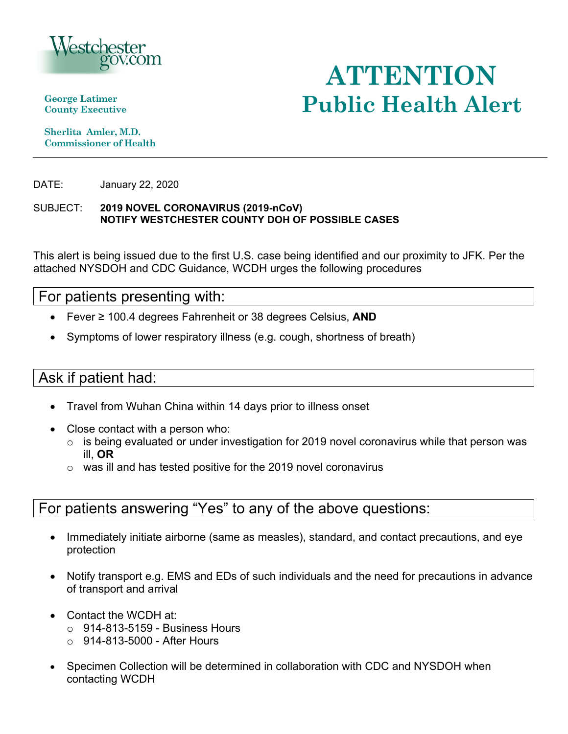Westchestergov.com

**George Latimer**
**County Executive**

**Sherlita Amler, M.D.**
**Commissioner of Health**

# ATTENTION
# Public Health Alert

---

DATE: January 22, 2020

SUBJECT: **2019 NOVEL CORONAVIRUS (2019-nCoV)**
**NOTIFY WESTCHESTER COUNTY DOH OF POSSIBLE CASES**

This alert is being issued due to the first U.S. case being identified and our proximity to JFK. Per the attached NYSDOH and CDC Guidance, WCDH urges the following procedures

## For patients presenting with:

- Fever ≥ 100.4 degrees Fahrenheit or 38 degrees Celsius, **AND**
- Symptoms of lower respiratory illness (e.g. cough, shortness of breath)

## Ask if patient had:

- Travel from Wuhan China within 14 days prior to illness onset
- Close contact with a person who:
  - is being evaluated or under investigation for 2019 novel coronavirus while that person was ill, **OR**
  - was ill and has tested positive for the 2019 novel coronavirus

## For patients answering "Yes" to any of the above questions:

- Immediately initiate airborne (same as measles), standard, and contact precautions, and eye protection
- Notify transport e.g. EMS and EDs of such individuals and the need for precautions in advance of transport and arrival
- Contact the WCDH at:
  - 914-813-5159 - Business Hours
  - 914-813-5000 - After Hours
- Specimen Collection will be determined in collaboration with CDC and NYSDOH when contacting WCDH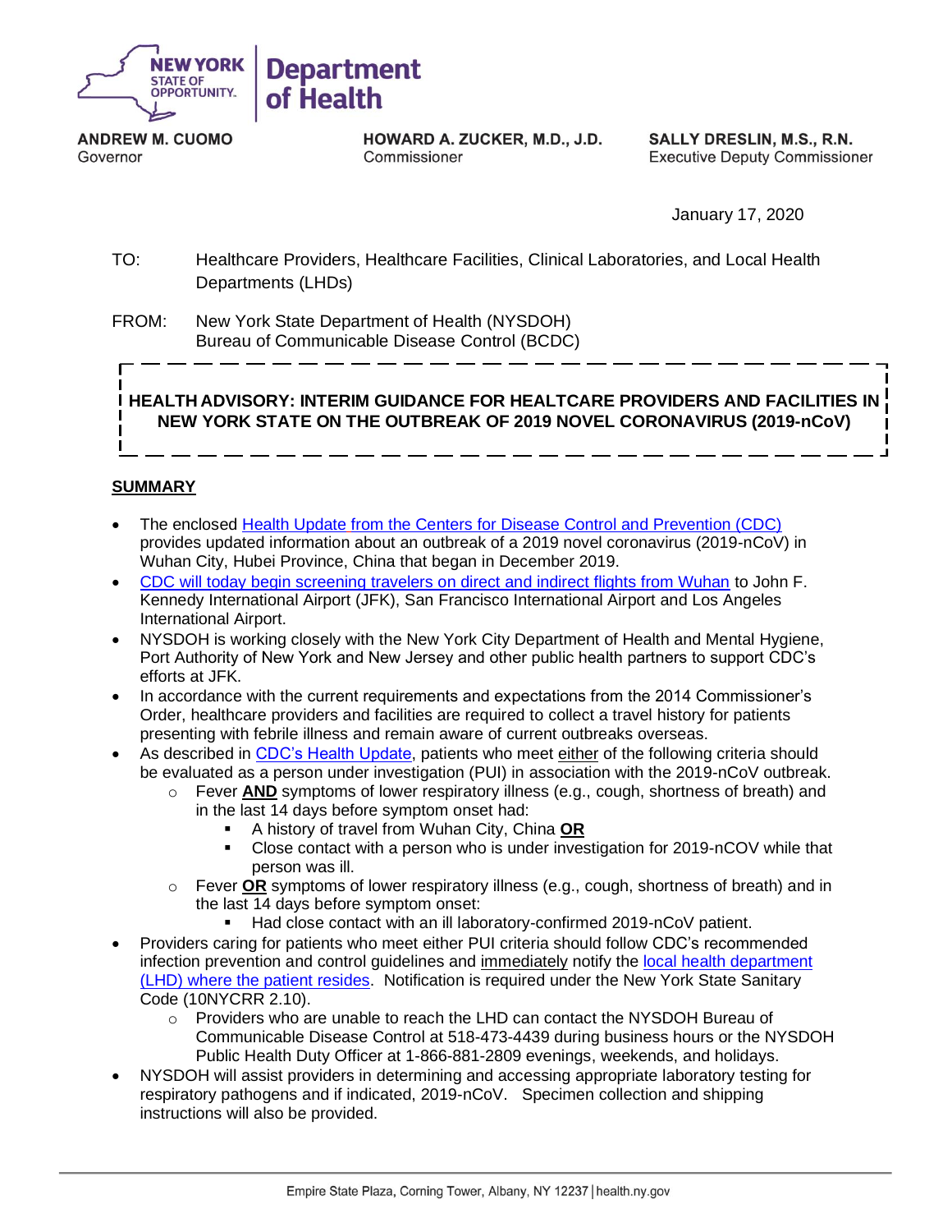**NEW YORK STATE OF OPPORTUNITY.** | **Department of Health**

**ANDREW M. CUOMO**
Governor

**HOWARD A. ZUCKER, M.D., J.D.**
Commissioner

**SALLY DRESLIN, M.S., R.N.**
Executive Deputy Commissioner

January 17, 2020

TO: Healthcare Providers, Healthcare Facilities, Clinical Laboratories, and Local Health Departments (LHDs)

FROM: New York State Department of Health (NYSDOH)
Bureau of Communicable Disease Control (BCDC)

**HEALTH ADVISORY: INTERIM GUIDANCE FOR HEALTCARE PROVIDERS AND FACILITIES IN NEW YORK STATE ON THE OUTBREAK OF 2019 NOVEL CORONAVIRUS (2019-nCoV)**

## SUMMARY

- The enclosed Health Update from the Centers for Disease Control and Prevention (CDC) provides updated information about an outbreak of a 2019 novel coronavirus (2019-nCoV) in Wuhan City, Hubei Province, China that began in December 2019.
- CDC will today begin screening travelers on direct and indirect flights from Wuhan to John F. Kennedy International Airport (JFK), San Francisco International Airport and Los Angeles International Airport.
- NYSDOH is working closely with the New York City Department of Health and Mental Hygiene, Port Authority of New York and New Jersey and other public health partners to support CDC's efforts at JFK.
- In accordance with the current requirements and expectations from the 2014 Commissioner's Order, healthcare providers and facilities are required to collect a travel history for patients presenting with febrile illness and remain aware of current outbreaks overseas.
- As described in CDC's Health Update, patients who meet either of the following criteria should be evaluated as a person under investigation (PUI) in association with the 2019-nCoV outbreak.
  - Fever **AND** symptoms of lower respiratory illness (e.g., cough, shortness of breath) and in the last 14 days before symptom onset had:
    - A history of travel from Wuhan City, China **OR**
    - Close contact with a person who is under investigation for 2019-nCOV while that person was ill.
  - Fever **OR** symptoms of lower respiratory illness (e.g., cough, shortness of breath) and in the last 14 days before symptom onset:
    - Had close contact with an ill laboratory-confirmed 2019-nCoV patient.
- Providers caring for patients who meet either PUI criteria should follow CDC's recommended infection prevention and control guidelines and immediately notify the local health department (LHD) where the patient resides. Notification is required under the New York State Sanitary Code (10NYCRR 2.10).
  - Providers who are unable to reach the LHD can contact the NYSDOH Bureau of Communicable Disease Control at 518-473-4439 during business hours or the NYSDOH Public Health Duty Officer at 1-866-881-2809 evenings, weekends, and holidays.
- NYSDOH will assist providers in determining and accessing appropriate laboratory testing for respiratory pathogens and if indicated, 2019-nCoV. Specimen collection and shipping instructions will also be provided.

Empire State Plaza, Corning Tower, Albany, NY 12237 | health.ny.gov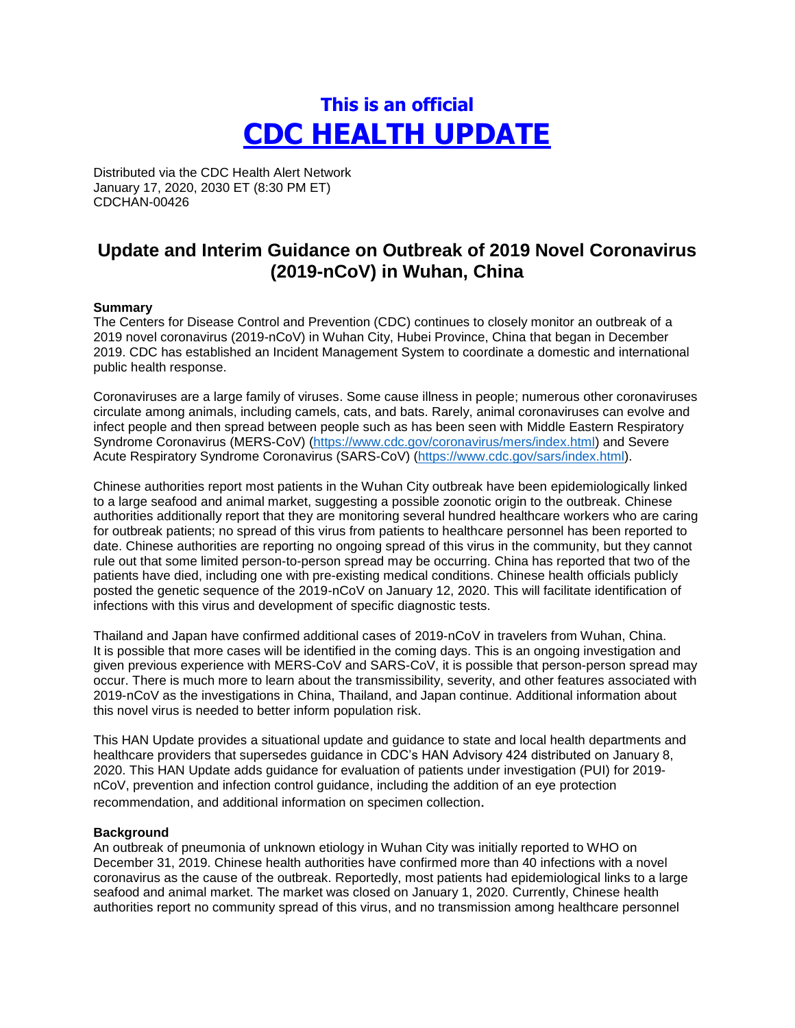# This is an official
# [CDC HEALTH UPDATE]

Distributed via the CDC Health Alert Network
January 17, 2020, 2030 ET (8:30 PM ET)
CDCHAN-00426

## Update and Interim Guidance on Outbreak of 2019 Novel Coronavirus (2019-nCoV) in Wuhan, China

**Summary**
The Centers for Disease Control and Prevention (CDC) continues to closely monitor an outbreak of a 2019 novel coronavirus (2019-nCoV) in Wuhan City, Hubei Province, China that began in December 2019. CDC has established an Incident Management System to coordinate a domestic and international public health response.

Coronaviruses are a large family of viruses. Some cause illness in people; numerous other coronaviruses circulate among animals, including camels, cats, and bats. Rarely, animal coronaviruses can evolve and infect people and then spread between people such as has been seen with Middle Eastern Respiratory Syndrome Coronavirus (MERS-CoV) (https://www.cdc.gov/coronavirus/mers/index.html) and Severe Acute Respiratory Syndrome Coronavirus (SARS-CoV) (https://www.cdc.gov/sars/index.html).

Chinese authorities report most patients in the Wuhan City outbreak have been epidemiologically linked to a large seafood and animal market, suggesting a possible zoonotic origin to the outbreak. Chinese authorities additionally report that they are monitoring several hundred healthcare workers who are caring for outbreak patients; no spread of this virus from patients to healthcare personnel has been reported to date. Chinese authorities are reporting no ongoing spread of this virus in the community, but they cannot rule out that some limited person-to-person spread may be occurring. China has reported that two of the patients have died, including one with pre-existing medical conditions. Chinese health officials publicly posted the genetic sequence of the 2019-nCoV on January 12, 2020. This will facilitate identification of infections with this virus and development of specific diagnostic tests.

Thailand and Japan have confirmed additional cases of 2019-nCoV in travelers from Wuhan, China. It is possible that more cases will be identified in the coming days. This is an ongoing investigation and given previous experience with MERS-CoV and SARS-CoV, it is possible that person-person spread may occur. There is much more to learn about the transmissibility, severity, and other features associated with 2019-nCoV as the investigations in China, Thailand, and Japan continue. Additional information about this novel virus is needed to better inform population risk.

This HAN Update provides a situational update and guidance to state and local health departments and healthcare providers that supersedes guidance in CDC's HAN Advisory 424 distributed on January 8, 2020. This HAN Update adds guidance for evaluation of patients under investigation (PUI) for 2019-nCoV, prevention and infection control guidance, including the addition of an eye protection recommendation, and additional information on specimen collection.

**Background**
An outbreak of pneumonia of unknown etiology in Wuhan City was initially reported to WHO on December 31, 2019. Chinese health authorities have confirmed more than 40 infections with a novel coronavirus as the cause of the outbreak. Reportedly, most patients had epidemiological links to a large seafood and animal market. The market was closed on January 1, 2020. Currently, Chinese health authorities report no community spread of this virus, and no transmission among healthcare personnel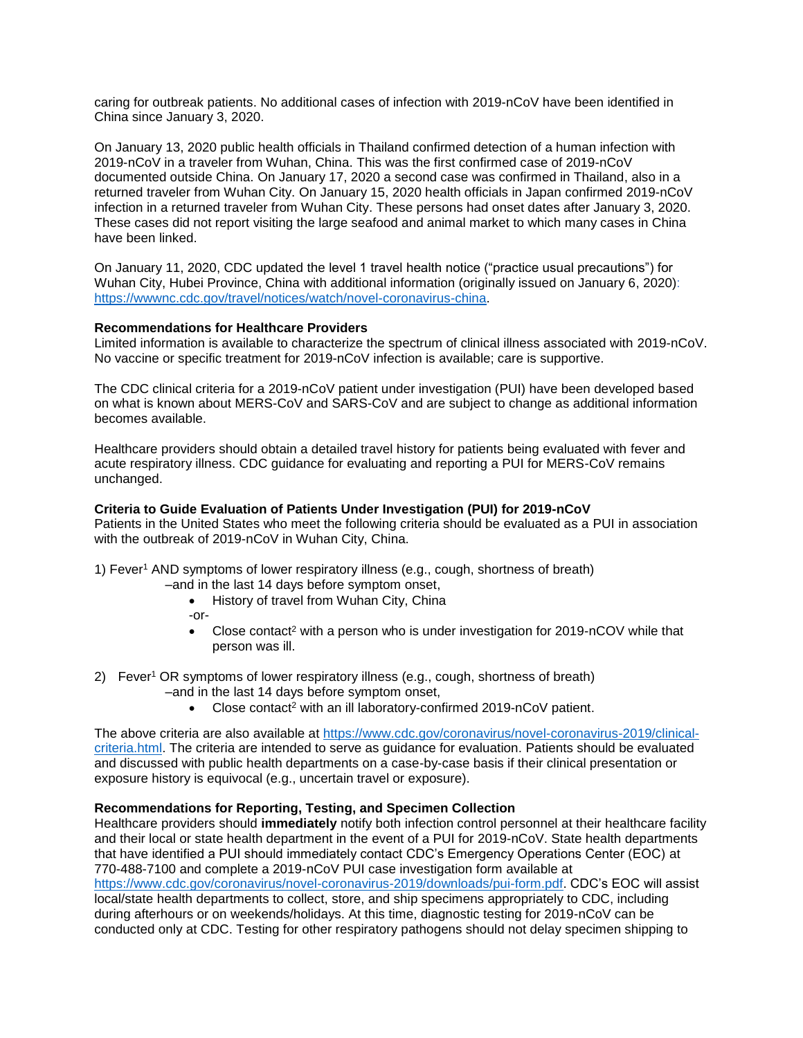caring for outbreak patients. No additional cases of infection with 2019-nCoV have been identified in China since January 3, 2020.

On January 13, 2020 public health officials in Thailand confirmed detection of a human infection with 2019-nCoV in a traveler from Wuhan, China. This was the first confirmed case of 2019-nCoV documented outside China. On January 17, 2020 a second case was confirmed in Thailand, also in a returned traveler from Wuhan City. On January 15, 2020 health officials in Japan confirmed 2019-nCoV infection in a returned traveler from Wuhan City. These persons had onset dates after January 3, 2020. These cases did not report visiting the large seafood and animal market to which many cases in China have been linked.

On January 11, 2020, CDC updated the level 1 travel health notice ("practice usual precautions") for Wuhan City, Hubei Province, China with additional information (originally issued on January 6, 2020): https://wwwnc.cdc.gov/travel/notices/watch/novel-coronavirus-china.

**Recommendations for Healthcare Providers**

Limited information is available to characterize the spectrum of clinical illness associated with 2019-nCoV. No vaccine or specific treatment for 2019-nCoV infection is available; care is supportive.

The CDC clinical criteria for a 2019-nCoV patient under investigation (PUI) have been developed based on what is known about MERS-CoV and SARS-CoV and are subject to change as additional information becomes available.

Healthcare providers should obtain a detailed travel history for patients being evaluated with fever and acute respiratory illness. CDC guidance for evaluating and reporting a PUI for MERS-CoV remains unchanged.

**Criteria to Guide Evaluation of Patients Under Investigation (PUI) for 2019-nCoV**

Patients in the United States who meet the following criteria should be evaluated as a PUI in association with the outbreak of 2019-nCoV in Wuhan City, China.

1) Fever[1] AND symptoms of lower respiratory illness (e.g., cough, shortness of breath)
   –and in the last 14 days before symptom onset,
   - History of travel from Wuhan City, China

   -or-
   - Close contact[2] with a person who is under investigation for 2019-nCOV while that person was ill.

2) Fever[1] OR symptoms of lower respiratory illness (e.g., cough, shortness of breath)
   –and in the last 14 days before symptom onset,
   - Close contact[2] with an ill laboratory-confirmed 2019-nCoV patient.

The above criteria are also available at https://www.cdc.gov/coronavirus/novel-coronavirus-2019/clinical-criteria.html. The criteria are intended to serve as guidance for evaluation. Patients should be evaluated and discussed with public health departments on a case-by-case basis if their clinical presentation or exposure history is equivocal (e.g., uncertain travel or exposure).

**Recommendations for Reporting, Testing, and Specimen Collection**

Healthcare providers should **immediately** notify both infection control personnel at their healthcare facility and their local or state health department in the event of a PUI for 2019-nCoV. State health departments that have identified a PUI should immediately contact CDC's Emergency Operations Center (EOC) at 770-488-7100 and complete a 2019-nCoV PUI case investigation form available at https://www.cdc.gov/coronavirus/novel-coronavirus-2019/downloads/pui-form.pdf. CDC's EOC will assist local/state health departments to collect, store, and ship specimens appropriately to CDC, including during afterhours or on weekends/holidays. At this time, diagnostic testing for 2019-nCoV can be conducted only at CDC. Testing for other respiratory pathogens should not delay specimen shipping to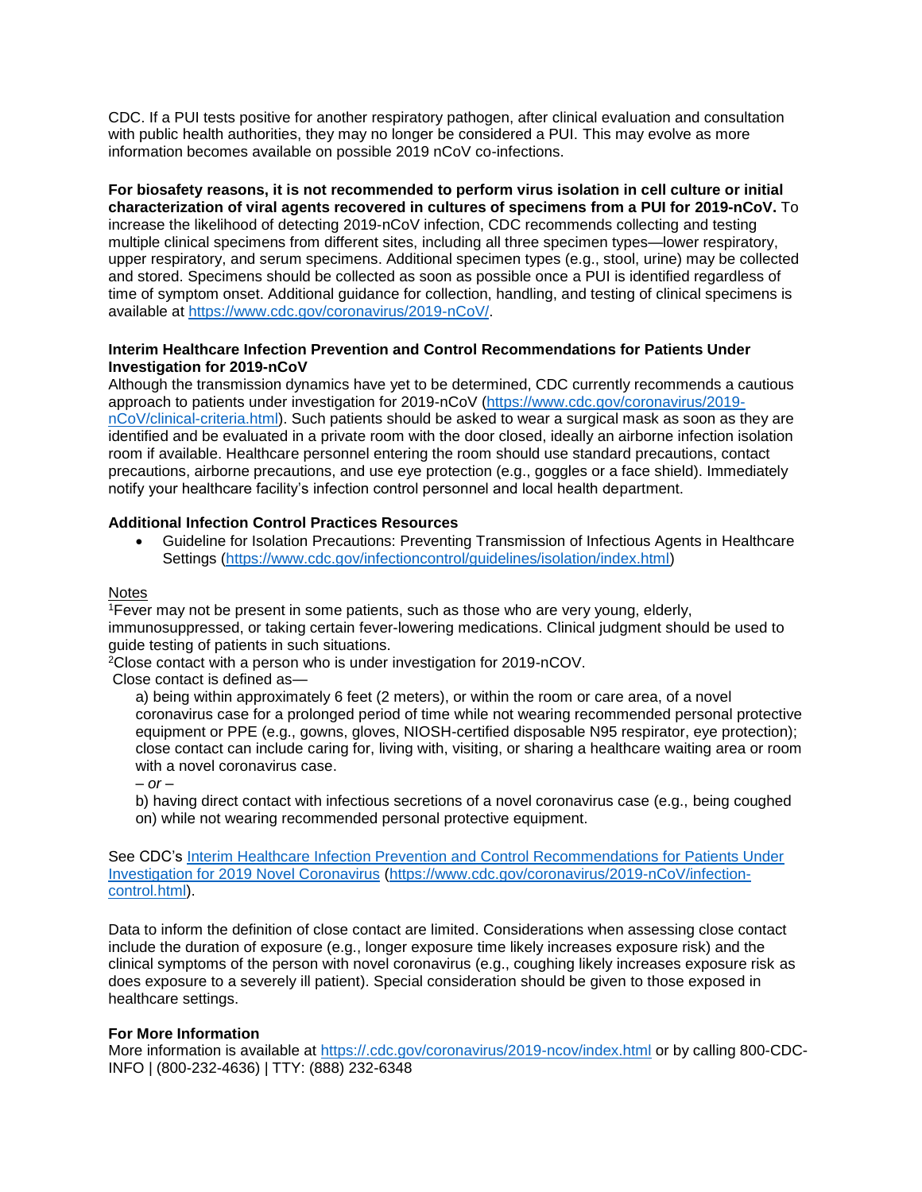CDC. If a PUI tests positive for another respiratory pathogen, after clinical evaluation and consultation with public health authorities, they may no longer be considered a PUI. This may evolve as more information becomes available on possible 2019 nCoV co-infections.

**For biosafety reasons, it is not recommended to perform virus isolation in cell culture or initial characterization of viral agents recovered in cultures of specimens from a PUI for 2019-nCoV.** To increase the likelihood of detecting 2019-nCoV infection, CDC recommends collecting and testing multiple clinical specimens from different sites, including all three specimen types—lower respiratory, upper respiratory, and serum specimens. Additional specimen types (e.g., stool, urine) may be collected and stored. Specimens should be collected as soon as possible once a PUI is identified regardless of time of symptom onset. Additional guidance for collection, handling, and testing of clinical specimens is available at [https://www.cdc.gov/coronavirus/2019-nCoV/](https://www.cdc.gov/coronavirus/2019-nCoV/).

**Interim Healthcare Infection Prevention and Control Recommendations for Patients Under Investigation for 2019-nCoV**

Although the transmission dynamics have yet to be determined, CDC currently recommends a cautious approach to patients under investigation for 2019-nCoV ([https://www.cdc.gov/coronavirus/2019-nCoV/clinical-criteria.html](https://www.cdc.gov/coronavirus/2019-nCoV/clinical-criteria.html)). Such patients should be asked to wear a surgical mask as soon as they are identified and be evaluated in a private room with the door closed, ideally an airborne infection isolation room if available. Healthcare personnel entering the room should use standard precautions, contact precautions, airborne precautions, and use eye protection (e.g., goggles or a face shield). Immediately notify your healthcare facility's infection control personnel and local health department.

**Additional Infection Control Practices Resources**

- Guideline for Isolation Precautions: Preventing Transmission of Infectious Agents in Healthcare Settings ([https://www.cdc.gov/infectioncontrol/guidelines/isolation/index.html](https://www.cdc.gov/infectioncontrol/guidelines/isolation/index.html))

Notes

[1]Fever may not be present in some patients, such as those who are very young, elderly, immunosuppressed, or taking certain fever-lowering medications. Clinical judgment should be used to guide testing of patients in such situations.

[2]Close contact with a person who is under investigation for 2019-nCOV.

Close contact is defined as—

a) being within approximately 6 feet (2 meters), or within the room or care area, of a novel coronavirus case for a prolonged period of time while not wearing recommended personal protective equipment or PPE (e.g., gowns, gloves, NIOSH-certified disposable N95 respirator, eye protection); close contact can include caring for, living with, visiting, or sharing a healthcare waiting area or room with a novel coronavirus case.

*– or –*

b) having direct contact with infectious secretions of a novel coronavirus case (e.g., being coughed on) while not wearing recommended personal protective equipment.

See CDC's [Interim Healthcare Infection Prevention and Control Recommendations for Patients Under Investigation for 2019 Novel Coronavirus](https://www.cdc.gov/coronavirus/2019-nCoV/infection-control.html) ([https://www.cdc.gov/coronavirus/2019-nCoV/infection-control.html](https://www.cdc.gov/coronavirus/2019-nCoV/infection-control.html)).

Data to inform the definition of close contact are limited. Considerations when assessing close contact include the duration of exposure (e.g., longer exposure time likely increases exposure risk) and the clinical symptoms of the person with novel coronavirus (e.g., coughing likely increases exposure risk as does exposure to a severely ill patient). Special consideration should be given to those exposed in healthcare settings.

**For More Information**

More information is available at [https://.cdc.gov/coronavirus/2019-ncov/index.html](https://.cdc.gov/coronavirus/2019-ncov/index.html) or by calling 800-CDC-INFO | (800-232-4636) | TTY: (888) 232-6348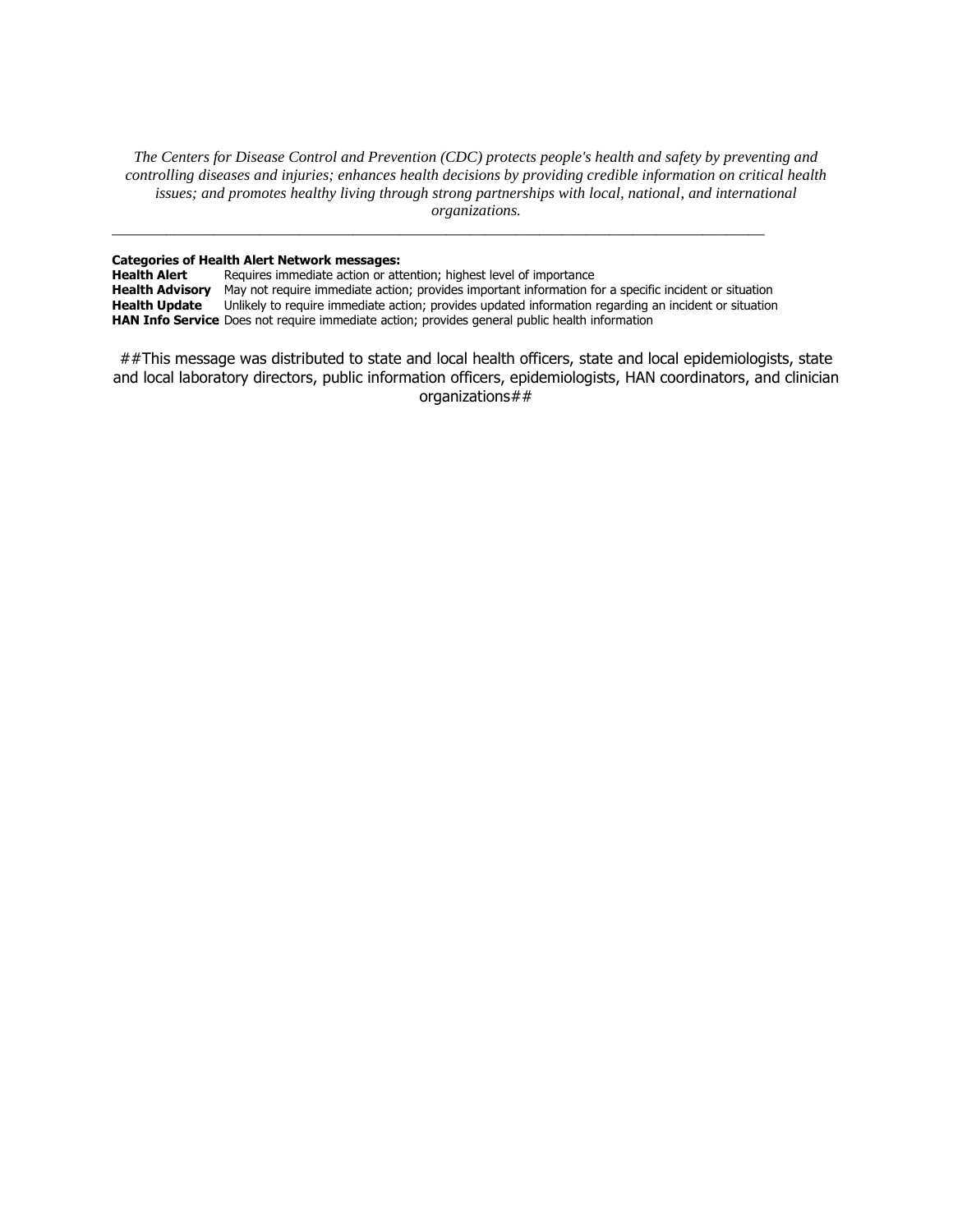*The Centers for Disease Control and Prevention (CDC) protects people's health and safety by preventing and controlling diseases and injuries; enhances health decisions by providing credible information on critical health issues; and promotes healthy living through strong partnerships with local, national, and international organizations.*

---

**Categories of Health Alert Network messages:**

| | |
|---|---|
| **Health Alert** | Requires immediate action or attention; highest level of importance |
| **Health Advisory** | May not require immediate action; provides important information for a specific incident or situation |
| **Health Update** | Unlikely to require immediate action; provides updated information regarding an incident or situation |
| **HAN Info Service** | Does not require immediate action; provides general public health information |

##This message was distributed to state and local health officers, state and local epidemiologists, state and local laboratory directors, public information officers, epidemiologists, HAN coordinators, and clinician organizations##